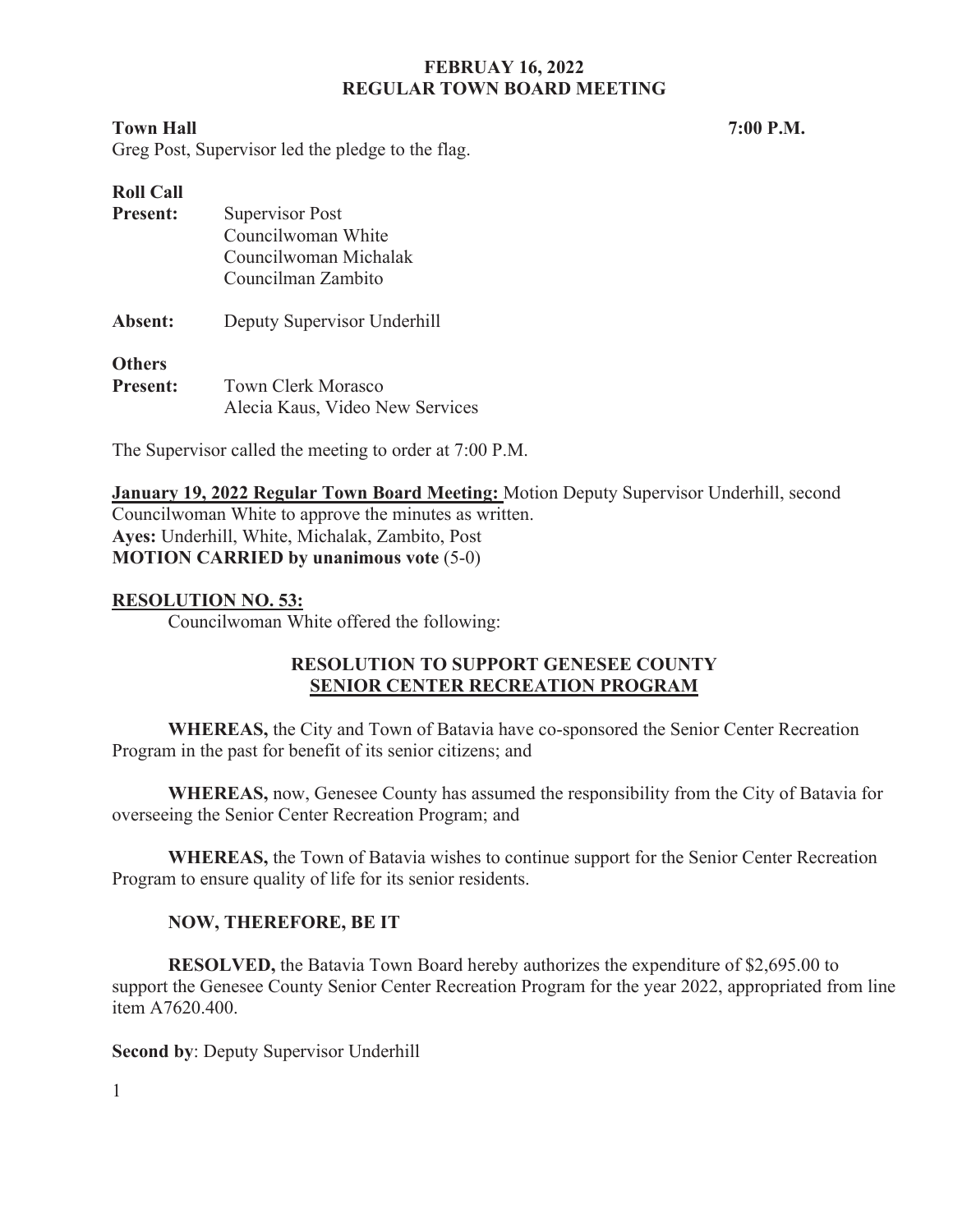# FEBRUAY 16, 2022
# REGULAR TOWN BOARD MEETING

**Town Hall** **7:00 P.M.**

Greg Post, Supervisor led the pledge to the flag.

**Roll Call**

**Present:** Supervisor Post
Councilwoman White
Councilwoman Michalak
Councilman Zambito

**Absent:** Deputy Supervisor Underhill

**Others**
**Present:** Town Clerk Morasco
Alecia Kaus, Video New Services

The Supervisor called the meeting to order at 7:00 P.M.

**January 19, 2022 Regular Town Board Meeting:** Motion Deputy Supervisor Underhill, second Councilwoman White to approve the minutes as written.
**Ayes:** Underhill, White, Michalak, Zambito, Post
**MOTION CARRIED by unanimous vote** (5-0)

**RESOLUTION NO. 53:**

Councilwoman White offered the following:

**RESOLUTION TO SUPPORT GENESEE COUNTY SENIOR CENTER RECREATION PROGRAM**

**WHEREAS,** the City and Town of Batavia have co-sponsored the Senior Center Recreation Program in the past for benefit of its senior citizens; and

**WHEREAS,** now, Genesee County has assumed the responsibility from the City of Batavia for overseeing the Senior Center Recreation Program; and

**WHEREAS,** the Town of Batavia wishes to continue support for the Senior Center Recreation Program to ensure quality of life for its senior residents.

**NOW, THEREFORE, BE IT**

**RESOLVED,** the Batavia Town Board hereby authorizes the expenditure of $2,695.00 to support the Genesee County Senior Center Recreation Program for the year 2022, appropriated from line item A7620.400.

**Second by**: Deputy Supervisor Underhill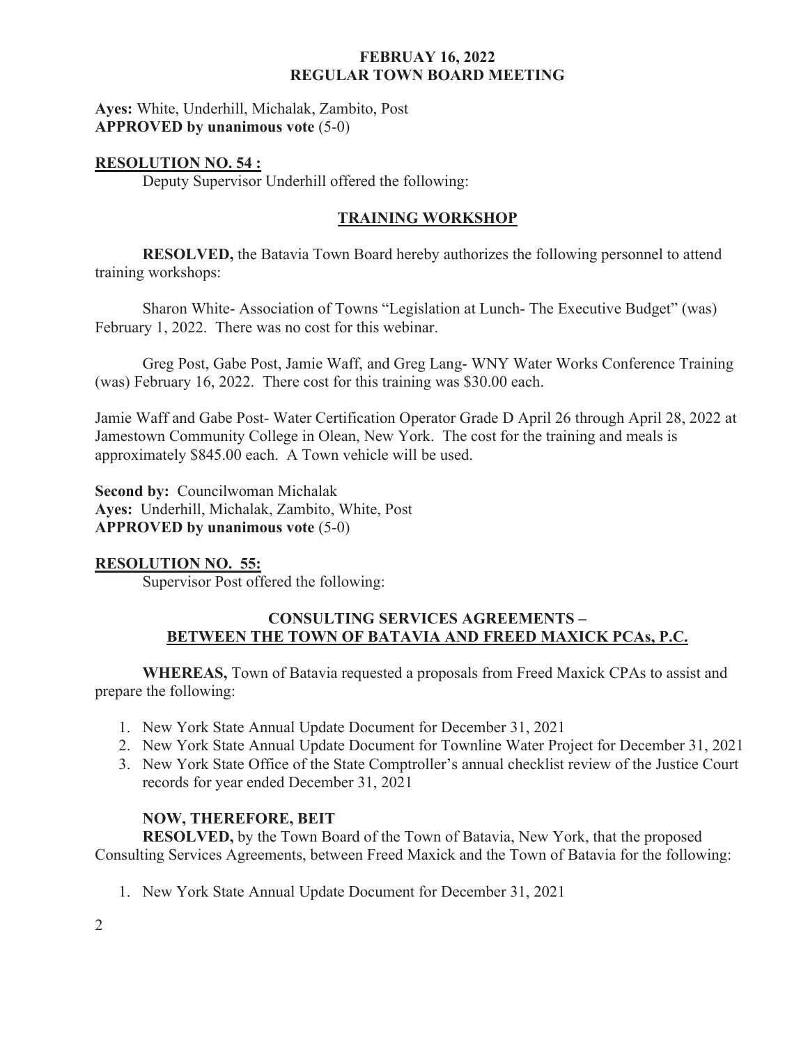**Ayes:** White, Underhill, Michalak, Zambito, Post
**APPROVED by unanimous vote** (5-0)

**RESOLUTION NO. 54 :**

Deputy Supervisor Underhill offered the following:

## TRAINING WORKSHOP

**RESOLVED,** the Batavia Town Board hereby authorizes the following personnel to attend training workshops:

Sharon White- Association of Towns "Legislation at Lunch- The Executive Budget" (was) February 1, 2022. There was no cost for this webinar.

Greg Post, Gabe Post, Jamie Waff, and Greg Lang- WNY Water Works Conference Training (was) February 16, 2022. There cost for this training was $30.00 each.

Jamie Waff and Gabe Post- Water Certification Operator Grade D April 26 through April 28, 2022 at Jamestown Community College in Olean, New York. The cost for the training and meals is approximately $845.00 each. A Town vehicle will be used.

**Second by:** Councilwoman Michalak
**Ayes:** Underhill, Michalak, Zambito, White, Post
**APPROVED by unanimous vote** (5-0)

**RESOLUTION NO. 55:**

Supervisor Post offered the following:

## CONSULTING SERVICES AGREEMENTS – BETWEEN THE TOWN OF BATAVIA AND FREED MAXICK PCAs, P.C.

**WHEREAS,** Town of Batavia requested a proposals from Freed Maxick CPAs to assist and prepare the following:

1. New York State Annual Update Document for December 31, 2021
2. New York State Annual Update Document for Townline Water Project for December 31, 2021
3. New York State Office of the State Comptroller's annual checklist review of the Justice Court records for year ended December 31, 2021

**NOW, THEREFORE, BEIT**

**RESOLVED,** by the Town Board of the Town of Batavia, New York, that the proposed Consulting Services Agreements, between Freed Maxick and the Town of Batavia for the following:

1. New York State Annual Update Document for December 31, 2021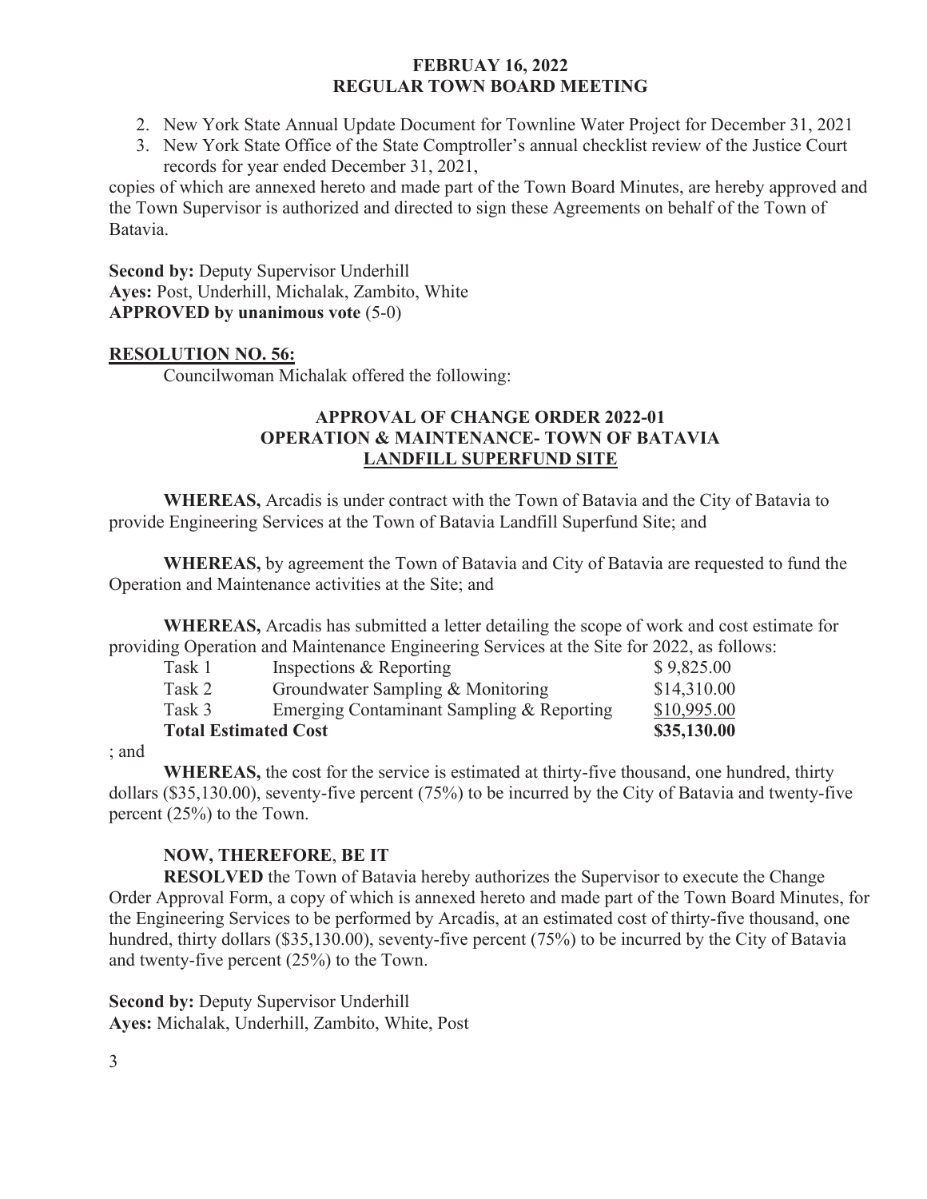2. New York State Annual Update Document for Townline Water Project for December 31, 2021
3. New York State Office of the State Comptroller's annual checklist review of the Justice Court records for year ended December 31, 2021,

copies of which are annexed hereto and made part of the Town Board Minutes, are hereby approved and the Town Supervisor is authorized and directed to sign these Agreements on behalf of the Town of Batavia.

**Second by:** Deputy Supervisor Underhill
**Ayes:** Post, Underhill, Michalak, Zambito, White
**APPROVED by unanimous vote** (5-0)

**RESOLUTION NO. 56:**

Councilwoman Michalak offered the following:

**APPROVAL OF CHANGE ORDER 2022-01**
**OPERATION & MAINTENANCE- TOWN OF BATAVIA**
**LANDFILL SUPERFUND SITE**

**WHEREAS,** Arcadis is under contract with the Town of Batavia and the City of Batavia to provide Engineering Services at the Town of Batavia Landfill Superfund Site; and

**WHEREAS,** by agreement the Town of Batavia and City of Batavia are requested to fund the Operation and Maintenance activities at the Site; and

**WHEREAS,** Arcadis has submitted a letter detailing the scope of work and cost estimate for providing Operation and Maintenance Engineering Services at the Site for 2022, as follows:

| | | |
|---|---|---|
| Task 1 | Inspections & Reporting | $ 9,825.00 |
| Task 2 | Groundwater Sampling & Monitoring | $14,310.00 |
| Task 3 | Emerging Contaminant Sampling & Reporting | $10,995.00 |
| **Total Estimated Cost** | | **$35,130.00** |

; and

**WHEREAS,** the cost for the service is estimated at thirty-five thousand, one hundred, thirty dollars ($35,130.00), seventy-five percent (75%) to be incurred by the City of Batavia and twenty-five percent (25%) to the Town.

**NOW, THEREFORE**, **BE IT**

**RESOLVED** the Town of Batavia hereby authorizes the Supervisor to execute the Change Order Approval Form, a copy of which is annexed hereto and made part of the Town Board Minutes, for the Engineering Services to be performed by Arcadis, at an estimated cost of thirty-five thousand, one hundred, thirty dollars ($35,130.00), seventy-five percent (75%) to be incurred by the City of Batavia and twenty-five percent (25%) to the Town.

**Second by:** Deputy Supervisor Underhill
**Ayes:** Michalak, Underhill, Zambito, White, Post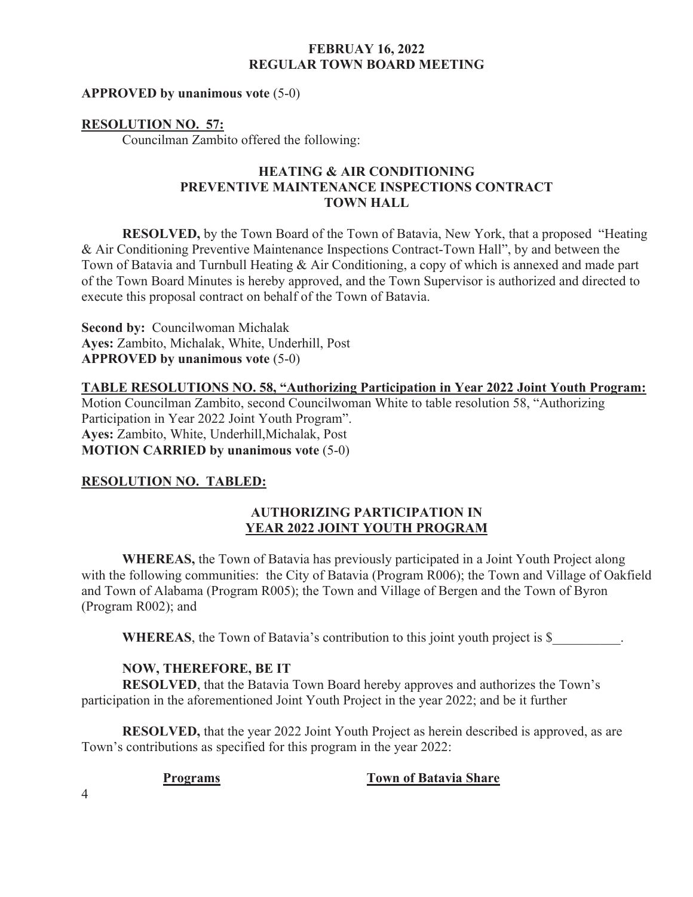**APPROVED by unanimous vote** (5-0)

**RESOLUTION NO. 57:**

Councilman Zambito offered the following:

**HEATING & AIR CONDITIONING PREVENTIVE MAINTENANCE INSPECTIONS CONTRACT TOWN HALL**

**RESOLVED,** by the Town Board of the Town of Batavia, New York, that a proposed "Heating & Air Conditioning Preventive Maintenance Inspections Contract-Town Hall", by and between the Town of Batavia and Turnbull Heating & Air Conditioning, a copy of which is annexed and made part of the Town Board Minutes is hereby approved, and the Town Supervisor is authorized and directed to execute this proposal contract on behalf of the Town of Batavia.

**Second by:** Councilwoman Michalak
**Ayes:** Zambito, Michalak, White, Underhill, Post
**APPROVED by unanimous vote** (5-0)

**TABLE RESOLUTIONS NO. 58, "Authorizing Participation in Year 2022 Joint Youth Program:**
Motion Councilman Zambito, second Councilwoman White to table resolution 58, "Authorizing Participation in Year 2022 Joint Youth Program".
**Ayes:** Zambito, White, Underhill,Michalak, Post
**MOTION CARRIED by unanimous vote** (5-0)

**RESOLUTION NO. TABLED:**

**AUTHORIZING PARTICIPATION IN YEAR 2022 JOINT YOUTH PROGRAM**

**WHEREAS,** the Town of Batavia has previously participated in a Joint Youth Project along with the following communities: the City of Batavia (Program R006); the Town and Village of Oakfield and Town of Alabama (Program R005); the Town and Village of Bergen and the Town of Byron (Program R002); and

**WHEREAS**, the Town of Batavia's contribution to this joint youth project is $__________.

**NOW, THEREFORE, BE IT**
**RESOLVED**, that the Batavia Town Board hereby approves and authorizes the Town's participation in the aforementioned Joint Youth Project in the year 2022; and be it further

**RESOLVED,** that the year 2022 Joint Youth Project as herein described is approved, as are Town's contributions as specified for this program in the year 2022:

| Programs | Town of Batavia Share |
|---|---|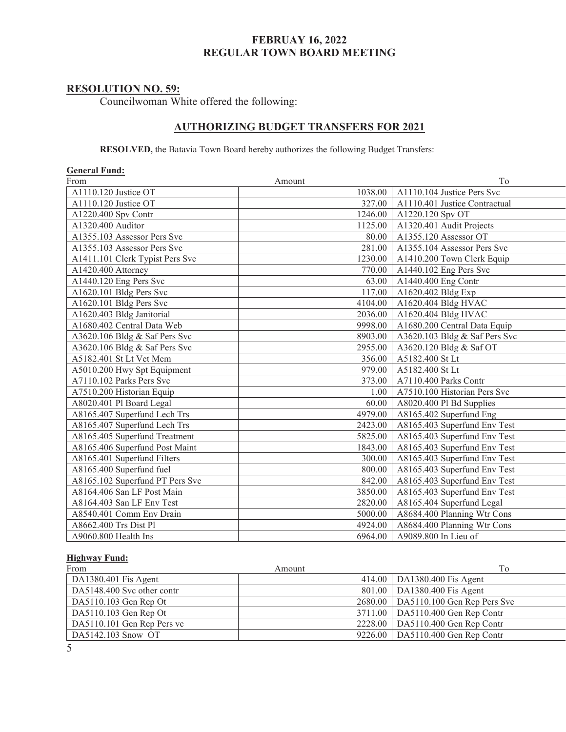# FEBRUAY 16, 2022
# REGULAR TOWN BOARD MEETING

## RESOLUTION NO. 59:

Councilwoman White offered the following:

### AUTHORIZING BUDGET TRANSFERS FOR 2021

**RESOLVED,** the Batavia Town Board hereby authorizes the following Budget Transfers:

**General Fund:**

| From | Amount | To |
|---|---|---|
| A1110.120 Justice OT | 1038.00 | A1110.104 Justice Pers Svc |
| A1110.120 Justice OT | 327.00 | A1110.401 Justice Contractual |
| A1220.400 Spv Contr | 1246.00 | A1220.120 Spv OT |
| A1320.400 Auditor | 1125.00 | A1320.401 Audit Projects |
| A1355.103 Assessor Pers Svc | 80.00 | A1355.120 Assessor OT |
| A1355.103 Assessor Pers Svc | 281.00 | A1355.104 Assessor Pers Svc |
| A1411.101 Clerk Typist Pers Svc | 1230.00 | A1410.200 Town Clerk Equip |
| A1420.400 Attorney | 770.00 | A1440.102 Eng Pers Svc |
| A1440.120 Eng Pers Svc | 63.00 | A1440.400 Eng Contr |
| A1620.101 Bldg Pers Svc | 117.00 | A1620.402 Bldg Exp |
| A1620.101 Bldg Pers Svc | 4104.00 | A1620.404 Bldg HVAC |
| A1620.403 Bldg Janitorial | 2036.00 | A1620.404 Bldg HVAC |
| A1680.402 Central Data Web | 9998.00 | A1680.200 Central Data Equip |
| A3620.106 Bldg & Saf Pers Svc | 8903.00 | A3620.103 Bldg & Saf Pers Svc |
| A3620.106 Bldg & Saf Pers Svc | 2955.00 | A3620.120 Bldg & Saf OT |
| A5182.401 St Lt Vet Mem | 356.00 | A5182.400 St Lt |
| A5010.200 Hwy Spt Equipment | 979.00 | A5182.400 St Lt |
| A7110.102 Parks Pers Svc | 373.00 | A7110.400 Parks Contr |
| A7510.200 Historian Equip | 1.00 | A7510.100 Historian Pers Svc |
| A8020.401 Pl Board Legal | 60.00 | A8020.400 Pl Bd Supplies |
| A8165.407 Superfund Lech Trs | 4979.00 | A8165.402 Superfund Eng |
| A8165.407 Superfund Lech Trs | 2423.00 | A8165.403 Superfund Env Test |
| A8165.405 Superfund Treatment | 5825.00 | A8165.403 Superfund Env Test |
| A8165.406 Superfund Post Maint | 1843.00 | A8165.403 Superfund Env Test |
| A8165.401 Superfund Filters | 300.00 | A8165.403 Superfund Env Test |
| A8165.400 Superfund fuel | 800.00 | A8165.403 Superfund Env Test |
| A8165.102 Superfund PT Pers Svc | 842.00 | A8165.403 Superfund Env Test |
| A8164.406 San LF Post Main | 3850.00 | A8165.403 Superfund Env Test |
| A8164.403 San LF Env Test | 2820.00 | A8165.404 Superfund Legal |
| A8540.401 Comm Env Drain | 5000.00 | A8684.400 Planning Wtr Cons |
| A8662.400 Trs Dist Pl | 4924.00 | A8684.400 Planning Wtr Cons |
| A9060.800 Health Ins | 6964.00 | A9089.800 In Lieu of |

**Highway Fund:**

| From | Amount | To |
|---|---|---|
| DA1380.401 Fis Agent | 414.00 | DA1380.400 Fis Agent |
| DA5148.400 Svc other contr | 801.00 | DA1380.400 Fis Agent |
| DA5110.103 Gen Rep Ot | 2680.00 | DA5110.100 Gen Rep Pers Svc |
| DA5110.103 Gen Rep Ot | 3711.00 | DA5110.400 Gen Rep Contr |
| DA5110.101 Gen Rep Pers vc | 2228.00 | DA5110.400 Gen Rep Contr |
| DA5142.103 Snow OT | 9226.00 | DA5110.400 Gen Rep Contr |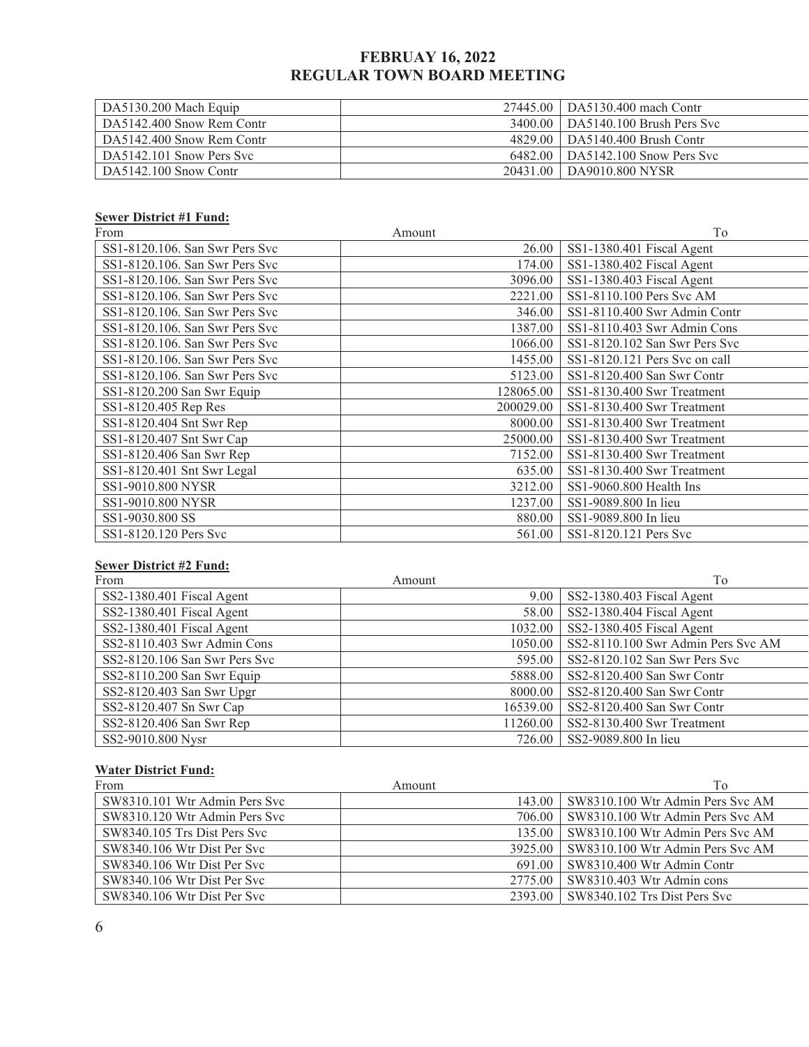| | | |
|---|---|---|
| DA5130.200 Mach Equip | 27445.00 | DA5130.400 mach Contr |
| DA5142.400 Snow Rem Contr | 3400.00 | DA5140.100 Brush Pers Svc |
| DA5142.400 Snow Rem Contr | 4829.00 | DA5140.400 Brush Contr |
| DA5142.101 Snow Pers Svc | 6482.00 | DA5142.100 Snow Pers Svc |
| DA5142.100 Snow Contr | 20431.00 | DA9010.800 NYSR |

**Sewer District #1 Fund:**

| From | Amount | To |
|---|---|---|
| SS1-8120.106. San Swr Pers Svc | 26.00 | SS1-1380.401 Fiscal Agent |
| SS1-8120.106. San Swr Pers Svc | 174.00 | SS1-1380.402 Fiscal Agent |
| SS1-8120.106. San Swr Pers Svc | 3096.00 | SS1-1380.403 Fiscal Agent |
| SS1-8120.106. San Swr Pers Svc | 2221.00 | SS1-8110.100 Pers Svc AM |
| SS1-8120.106. San Swr Pers Svc | 346.00 | SS1-8110.400 Swr Admin Contr |
| SS1-8120.106. San Swr Pers Svc | 1387.00 | SS1-8110.403 Swr Admin Cons |
| SS1-8120.106. San Swr Pers Svc | 1066.00 | SS1-8120.102 San Swr Pers Svc |
| SS1-8120.106. San Swr Pers Svc | 1455.00 | SS1-8120.121 Pers Svc on call |
| SS1-8120.106. San Swr Pers Svc | 5123.00 | SS1-8120.400 San Swr Contr |
| SS1-8120.200 San Swr Equip | 128065.00 | SS1-8130.400 Swr Treatment |
| SS1-8120.405 Rep Res | 200029.00 | SS1-8130.400 Swr Treatment |
| SS1-8120.404 Snt Swr Rep | 8000.00 | SS1-8130.400 Swr Treatment |
| SS1-8120.407 Snt Swr Cap | 25000.00 | SS1-8130.400 Swr Treatment |
| SS1-8120.406 San Swr Rep | 7152.00 | SS1-8130.400 Swr Treatment |
| SS1-8120.401 Snt Swr Legal | 635.00 | SS1-8130.400 Swr Treatment |
| SS1-9010.800 NYSR | 3212.00 | SS1-9060.800 Health Ins |
| SS1-9010.800 NYSR | 1237.00 | SS1-9089.800 In lieu |
| SS1-9030.800 SS | 880.00 | SS1-9089.800 In lieu |
| SS1-8120.120 Pers Svc | 561.00 | SS1-8120.121 Pers Svc |

**Sewer District #2 Fund:**

| From | Amount | To |
|---|---|---|
| SS2-1380.401 Fiscal Agent | 9.00 | SS2-1380.403 Fiscal Agent |
| SS2-1380.401 Fiscal Agent | 58.00 | SS2-1380.404 Fiscal Agent |
| SS2-1380.401 Fiscal Agent | 1032.00 | SS2-1380.405 Fiscal Agent |
| SS2-8110.403 Swr Admin Cons | 1050.00 | SS2-8110.100 Swr Admin Pers Svc AM |
| SS2-8120.106 San Swr Pers Svc | 595.00 | SS2-8120.102 San Swr Pers Svc |
| SS2-8110.200 San Swr Equip | 5888.00 | SS2-8120.400 San Swr Contr |
| SS2-8120.403 San Swr Upgr | 8000.00 | SS2-8120.400 San Swr Contr |
| SS2-8120.407 Sn Swr Cap | 16539.00 | SS2-8120.400 San Swr Contr |
| SS2-8120.406 San Swr Rep | 11260.00 | SS2-8130.400 Swr Treatment |
| SS2-9010.800 Nysr | 726.00 | SS2-9089.800 In lieu |

**Water District Fund:**

| From | Amount | To |
|---|---|---|
| SW8310.101 Wtr Admin Pers Svc | 143.00 | SW8310.100 Wtr Admin Pers Svc AM |
| SW8310.120 Wtr Admin Pers Svc | 706.00 | SW8310.100 Wtr Admin Pers Svc AM |
| SW8340.105 Trs Dist Pers Svc | 135.00 | SW8310.100 Wtr Admin Pers Svc AM |
| SW8340.106 Wtr Dist Per Svc | 3925.00 | SW8310.100 Wtr Admin Pers Svc AM |
| SW8340.106 Wtr Dist Per Svc | 691.00 | SW8310.400 Wtr Admin Contr |
| SW8340.106 Wtr Dist Per Svc | 2775.00 | SW8310.403 Wtr Admin cons |
| SW8340.106 Wtr Dist Per Svc | 2393.00 | SW8340.102 Trs Dist Pers Svc |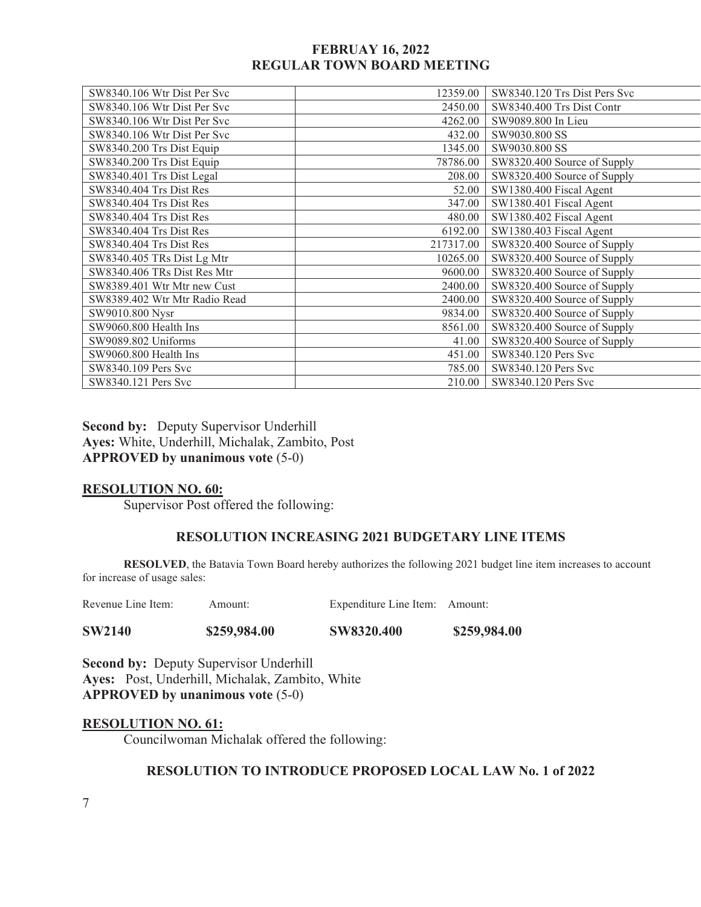| SW8340.106 Wtr Dist Per Svc | 12359.00 | SW8340.120 Trs Dist Pers Svc |
|---|---|---|
| SW8340.106 Wtr Dist Per Svc | 2450.00 | SW8340.400 Trs Dist Contr |
| SW8340.106 Wtr Dist Per Svc | 4262.00 | SW9089.800 In Lieu |
| SW8340.106 Wtr Dist Per Svc | 432.00 | SW9030.800 SS |
| SW8340.200 Trs Dist Equip | 1345.00 | SW9030.800 SS |
| SW8340.200 Trs Dist Equip | 78786.00 | SW8320.400 Source of Supply |
| SW8340.401 Trs Dist Legal | 208.00 | SW8320.400 Source of Supply |
| SW8340.404 Trs Dist Res | 52.00 | SW1380.400 Fiscal Agent |
| SW8340.404 Trs Dist Res | 347.00 | SW1380.401 Fiscal Agent |
| SW8340.404 Trs Dist Res | 480.00 | SW1380.402 Fiscal Agent |
| SW8340.404 Trs Dist Res | 6192.00 | SW1380.403 Fiscal Agent |
| SW8340.404 Trs Dist Res | 217317.00 | SW8320.400 Source of Supply |
| SW8340.405 TRs Dist Lg Mtr | 10265.00 | SW8320.400 Source of Supply |
| SW8340.406 TRs Dist Res Mtr | 9600.00 | SW8320.400 Source of Supply |
| SW8389.401 Wtr Mtr new Cust | 2400.00 | SW8320.400 Source of Supply |
| SW8389.402 Wtr Mtr Radio Read | 2400.00 | SW8320.400 Source of Supply |
| SW9010.800 Nysr | 9834.00 | SW8320.400 Source of Supply |
| SW9060.800 Health Ins | 8561.00 | SW8320.400 Source of Supply |
| SW9089.802 Uniforms | 41.00 | SW8320.400 Source of Supply |
| SW9060.800 Health Ins | 451.00 | SW8340.120 Pers Svc |
| SW8340.109 Pers Svc | 785.00 | SW8340.120 Pers Svc |
| SW8340.121 Pers Svc | 210.00 | SW8340.120 Pers Svc |

**Second by:** Deputy Supervisor Underhill
**Ayes:** White, Underhill, Michalak, Zambito, Post
**APPROVED by unanimous vote** (5-0)

**RESOLUTION NO. 60:**

Supervisor Post offered the following:

**RESOLUTION INCREASING 2021 BUDGETARY LINE ITEMS**

**RESOLVED**, the Batavia Town Board hereby authorizes the following 2021 budget line item increases to account for increase of usage sales:

| Revenue Line Item: | Amount: | Expenditure Line Item: | Amount: |
|---|---|---|---|
| **SW2140** | **\$259,984.00** | **SW8320.400** | **\$259,984.00** |

**Second by:** Deputy Supervisor Underhill
**Ayes:** Post, Underhill, Michalak, Zambito, White
**APPROVED by unanimous vote** (5-0)

**RESOLUTION NO. 61:**

Councilwoman Michalak offered the following:

**RESOLUTION TO INTRODUCE PROPOSED LOCAL LAW No. 1 of 2022**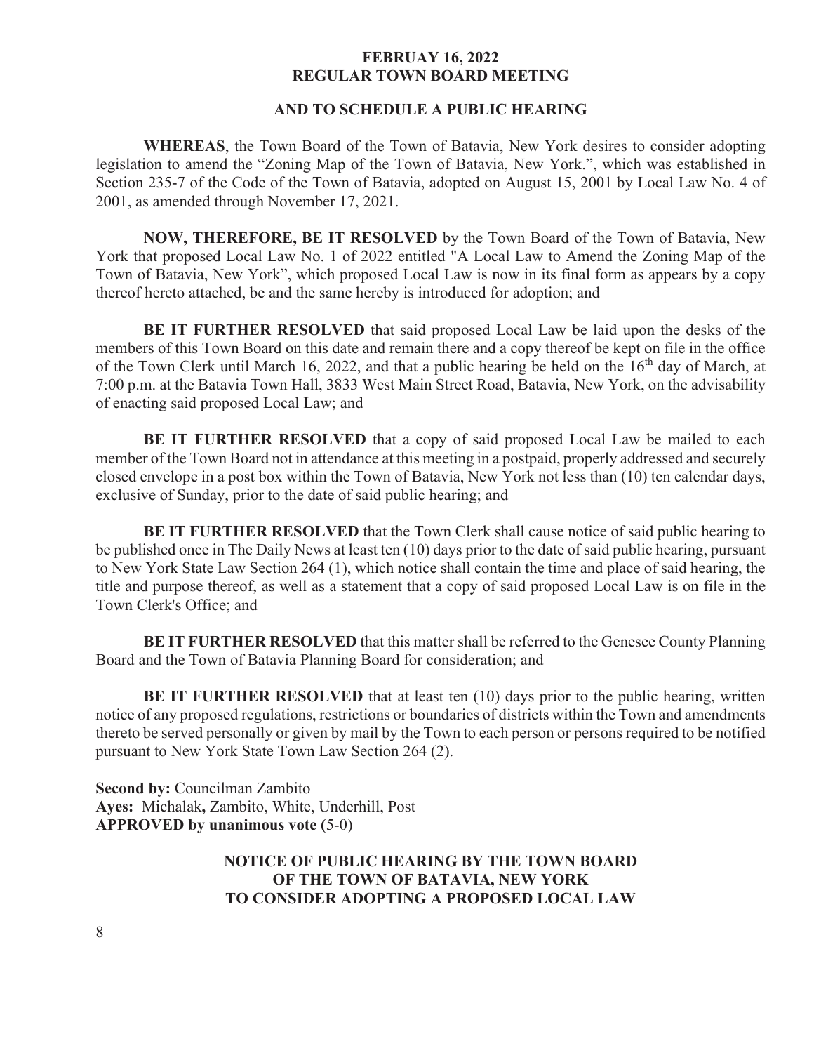**AND TO SCHEDULE A PUBLIC HEARING**

**WHEREAS**, the Town Board of the Town of Batavia, New York desires to consider adopting legislation to amend the "Zoning Map of the Town of Batavia, New York.", which was established in Section 235-7 of the Code of the Town of Batavia, adopted on August 15, 2001 by Local Law No. 4 of 2001, as amended through November 17, 2021.

**NOW, THEREFORE, BE IT RESOLVED** by the Town Board of the Town of Batavia, New York that proposed Local Law No. 1 of 2022 entitled "A Local Law to Amend the Zoning Map of the Town of Batavia, New York", which proposed Local Law is now in its final form as appears by a copy thereof hereto attached, be and the same hereby is introduced for adoption; and

**BE IT FURTHER RESOLVED** that said proposed Local Law be laid upon the desks of the members of this Town Board on this date and remain there and a copy thereof be kept on file in the office of the Town Clerk until March 16, 2022, and that a public hearing be held on the 16th day of March, at 7:00 p.m. at the Batavia Town Hall, 3833 West Main Street Road, Batavia, New York, on the advisability of enacting said proposed Local Law; and

**BE IT FURTHER RESOLVED** that a copy of said proposed Local Law be mailed to each member of the Town Board not in attendance at this meeting in a postpaid, properly addressed and securely closed envelope in a post box within the Town of Batavia, New York not less than (10) ten calendar days, exclusive of Sunday, prior to the date of said public hearing; and

**BE IT FURTHER RESOLVED** that the Town Clerk shall cause notice of said public hearing to be published once in The Daily News at least ten (10) days prior to the date of said public hearing, pursuant to New York State Law Section 264 (1), which notice shall contain the time and place of said hearing, the title and purpose thereof, as well as a statement that a copy of said proposed Local Law is on file in the Town Clerk's Office; and

**BE IT FURTHER RESOLVED** that this matter shall be referred to the Genesee County Planning Board and the Town of Batavia Planning Board for consideration; and

**BE IT FURTHER RESOLVED** that at least ten (10) days prior to the public hearing, written notice of any proposed regulations, restrictions or boundaries of districts within the Town and amendments thereto be served personally or given by mail by the Town to each person or persons required to be notified pursuant to New York State Town Law Section 264 (2).

**Second by:** Councilman Zambito
**Ayes:** Michalak, Zambito, White, Underhill, Post
**APPROVED by unanimous vote (**5-0)

**NOTICE OF PUBLIC HEARING BY THE TOWN BOARD OF THE TOWN OF BATAVIA, NEW YORK TO CONSIDER ADOPTING A PROPOSED LOCAL LAW**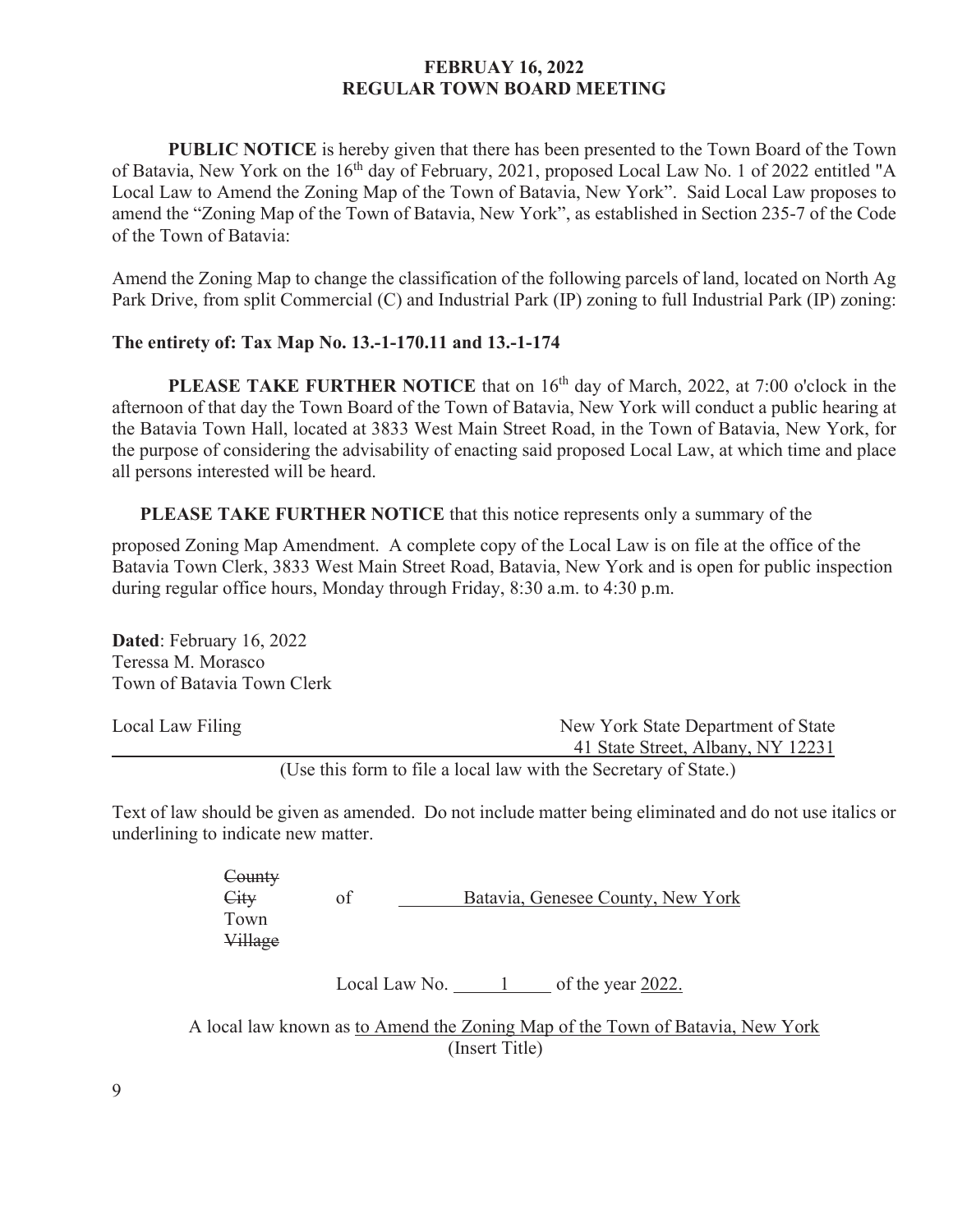**FEBRUAY 16, 2022**
**REGULAR TOWN BOARD MEETING**

**PUBLIC NOTICE** is hereby given that there has been presented to the Town Board of the Town of Batavia, New York on the 16th day of February, 2021, proposed Local Law No. 1 of 2022 entitled "A Local Law to Amend the Zoning Map of the Town of Batavia, New York". Said Local Law proposes to amend the "Zoning Map of the Town of Batavia, New York", as established in Section 235-7 of the Code of the Town of Batavia:

Amend the Zoning Map to change the classification of the following parcels of land, located on North Ag Park Drive, from split Commercial (C) and Industrial Park (IP) zoning to full Industrial Park (IP) zoning:

**The entirety of: Tax Map No. 13.-1-170.11 and 13.-1-174**

**PLEASE TAKE FURTHER NOTICE** that on 16th day of March, 2022, at 7:00 o'clock in the afternoon of that day the Town Board of the Town of Batavia, New York will conduct a public hearing at the Batavia Town Hall, located at 3833 West Main Street Road, in the Town of Batavia, New York, for the purpose of considering the advisability of enacting said proposed Local Law, at which time and place all persons interested will be heard.

**PLEASE TAKE FURTHER NOTICE** that this notice represents only a summary of the proposed Zoning Map Amendment. A complete copy of the Local Law is on file at the office of the Batavia Town Clerk, 3833 West Main Street Road, Batavia, New York and is open for public inspection during regular office hours, Monday through Friday, 8:30 a.m. to 4:30 p.m.

**Dated**: February 16, 2022
Teressa M. Morasco
Town of Batavia Town Clerk

Local Law Filing — New York State Department of State, 41 State Street, Albany, NY 12231

(Use this form to file a local law with the Secretary of State.)

Text of law should be given as amended. Do not include matter being eliminated and do not use italics or underlining to indicate new matter.

~~County~~
~~City~~ of Batavia, Genesee County, New York
Town
~~Village~~

Local Law No. 1 of the year 2022.

A local law known as to Amend the Zoning Map of the Town of Batavia, New York
(Insert Title)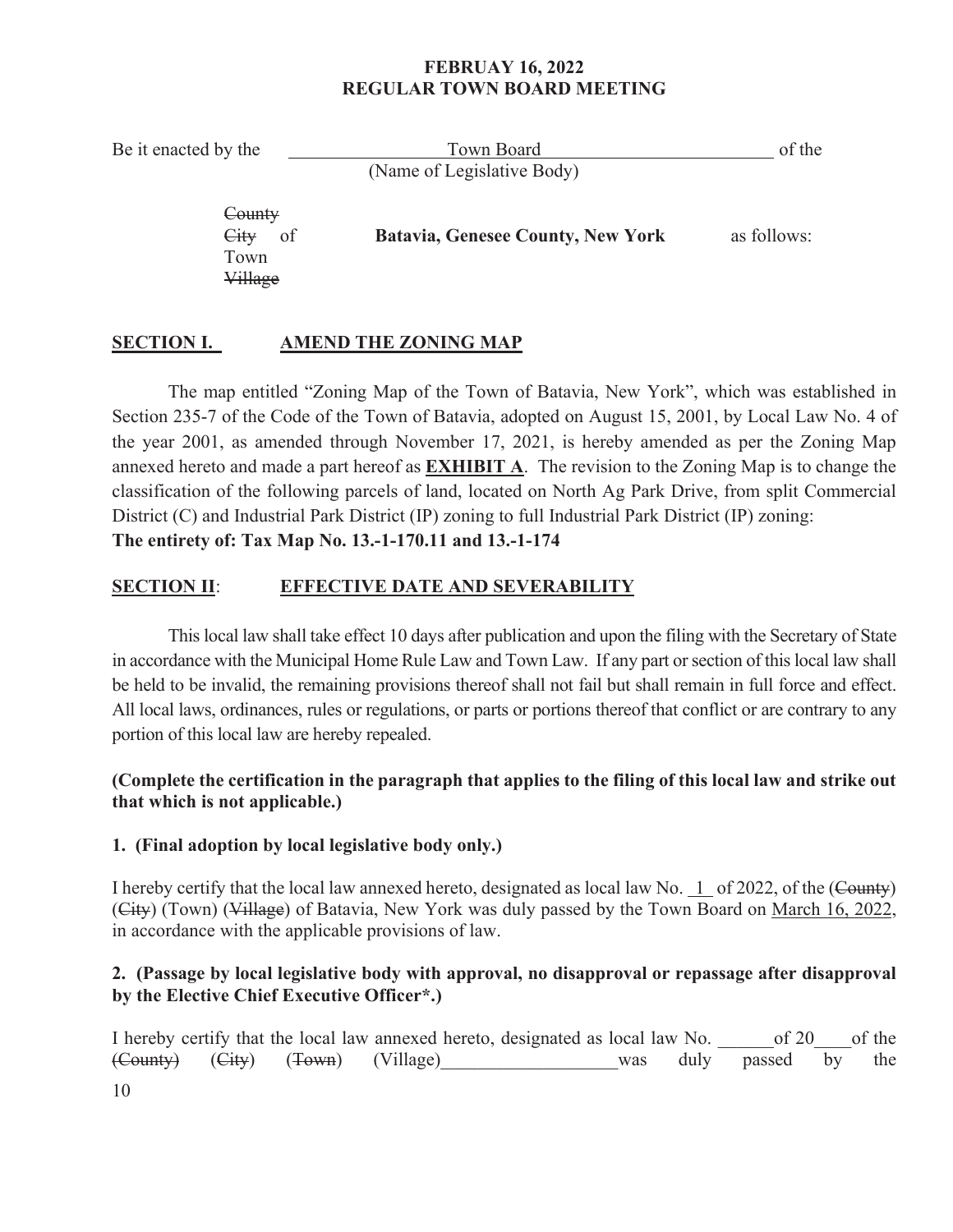**FEBRUAY 16, 2022**
**REGULAR TOWN BOARD MEETING**

Be it enacted by the Town Board of the
(Name of Legislative Body)

~~County~~
~~City~~ of **Batavia, Genesee County, New York** as follows:
Town
~~Village~~

## SECTION I. AMEND THE ZONING MAP

The map entitled "Zoning Map of the Town of Batavia, New York", which was established in Section 235-7 of the Code of the Town of Batavia, adopted on August 15, 2001, by Local Law No. 4 of the year 2001, as amended through November 17, 2021, is hereby amended as per the Zoning Map annexed hereto and made a part hereof as **EXHIBIT A**. The revision to the Zoning Map is to change the classification of the following parcels of land, located on North Ag Park Drive, from split Commercial District (C) and Industrial Park District (IP) zoning to full Industrial Park District (IP) zoning:
**The entirety of: Tax Map No. 13.-1-170.11 and 13.-1-174**

## SECTION II: EFFECTIVE DATE AND SEVERABILITY

This local law shall take effect 10 days after publication and upon the filing with the Secretary of State in accordance with the Municipal Home Rule Law and Town Law. If any part or section of this local law shall be held to be invalid, the remaining provisions thereof shall not fail but shall remain in full force and effect. All local laws, ordinances, rules or regulations, or parts or portions thereof that conflict or are contrary to any portion of this local law are hereby repealed.

**(Complete the certification in the paragraph that applies to the filing of this local law and strike out that which is not applicable.)**

**1. (Final adoption by local legislative body only.)**

I hereby certify that the local law annexed hereto, designated as local law No. 1 of 2022, of the (~~County~~) (~~City~~) (Town) (~~Village~~) of Batavia, New York was duly passed by the Town Board on March 16, 2022, in accordance with the applicable provisions of law.

**2. (Passage by local legislative body with approval, no disapproval or repassage after disapproval by the Elective Chief Executive Officer*.)**

I hereby certify that the local law annexed hereto, designated as local law No. ______of 20____of the (~~County~~) (~~City~~) (~~Town~~) (Village)__________________was duly passed by the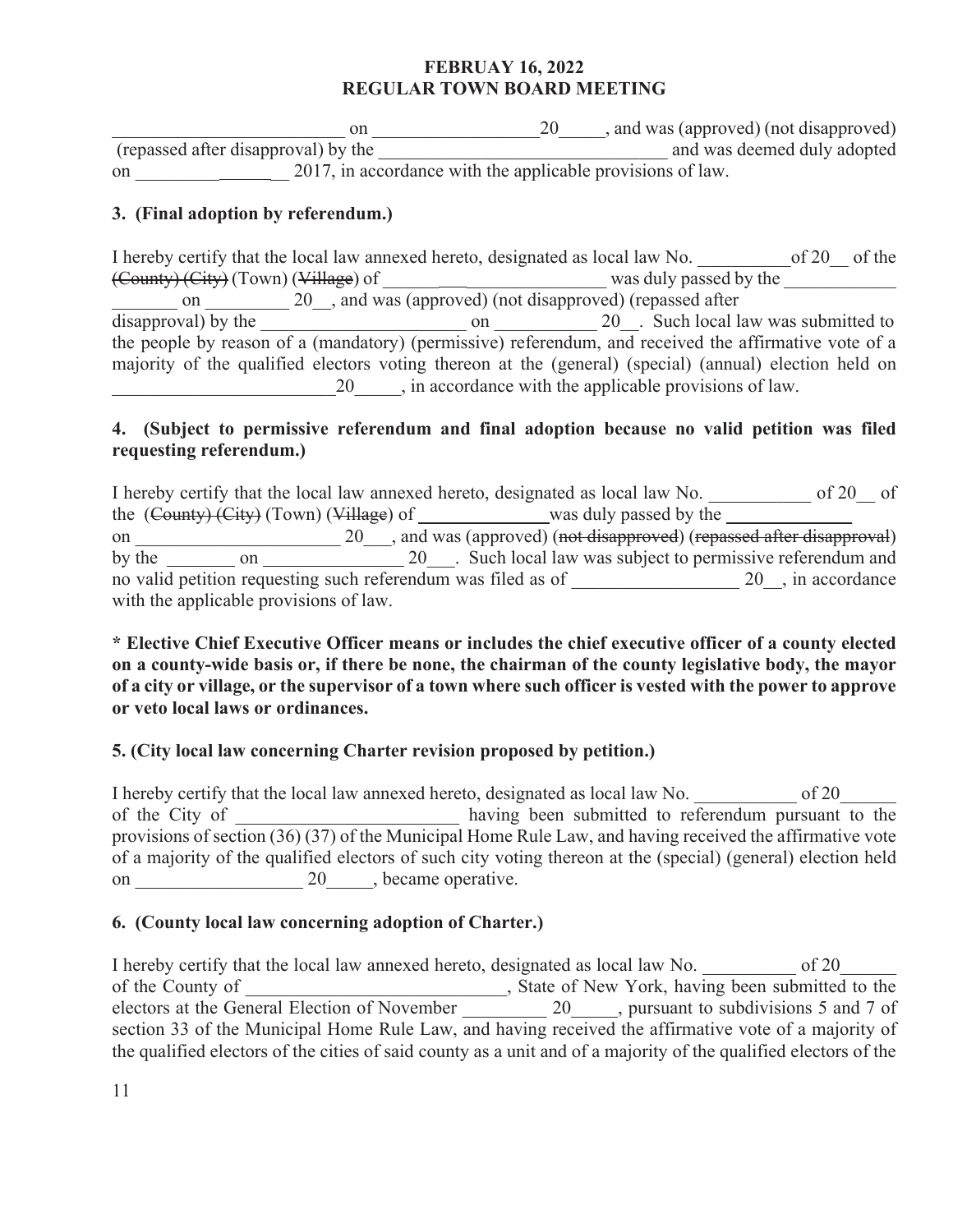________________________ on __________________20_____, and was (approved) (not disapproved) (repassed after disapproval) by the _______________________________ and was deemed duly adopted on _________________ 2017, in accordance with the applicable provisions of law.

**3. (Final adoption by referendum.)**

I hereby certify that the local law annexed hereto, designated as local law No. __________of 20__ of the ~~(County) (City)~~ (Town) (~~Village~~) of ________________________ was duly passed by the ____________ _______ on _________ 20__, and was (approved) (not disapproved) (repassed after disapproval) by the ______________________ on ___________ 20__. Such local law was submitted to the people by reason of a (mandatory) (permissive) referendum, and received the affirmative vote of a majority of the qualified electors voting thereon at the (general) (special) (annual) election held on ________________________20_____, in accordance with the applicable provisions of law.

**4. (Subject to permissive referendum and final adoption because no valid petition was filed requesting referendum.)**

I hereby certify that the local law annexed hereto, designated as local law No. ___________ of 20__ of the (~~County) (City)~~ (Town) (~~Village~~) of ______________was duly passed by the ______________ on ______________________ 20___, and was (approved) (~~not disapproved~~) (~~repassed after disapproval~~) by the _______ on _______________ 20___. Such local law was subject to permissive referendum and no valid petition requesting such referendum was filed as of __________________ 20__, in accordance with the applicable provisions of law.

**\* Elective Chief Executive Officer means or includes the chief executive officer of a county elected on a county-wide basis or, if there be none, the chairman of the county legislative body, the mayor of a city or village, or the supervisor of a town where such officer is vested with the power to approve or veto local laws or ordinances.**

**5. (City local law concerning Charter revision proposed by petition.)**

I hereby certify that the local law annexed hereto, designated as local law No. ___________ of 20______ of the City of ________________________ having been submitted to referendum pursuant to the provisions of section (36) (37) of the Municipal Home Rule Law, and having received the affirmative vote of a majority of the qualified electors of such city voting thereon at the (special) (general) election held on __________________ 20_____, became operative.

**6. (County local law concerning adoption of Charter.)**

I hereby certify that the local law annexed hereto, designated as local law No. __________ of 20______ of the County of ____________________________, State of New York, having been submitted to the electors at the General Election of November _________ 20_____, pursuant to subdivisions 5 and 7 of section 33 of the Municipal Home Rule Law, and having received the affirmative vote of a majority of the qualified electors of the cities of said county as a unit and of a majority of the qualified electors of the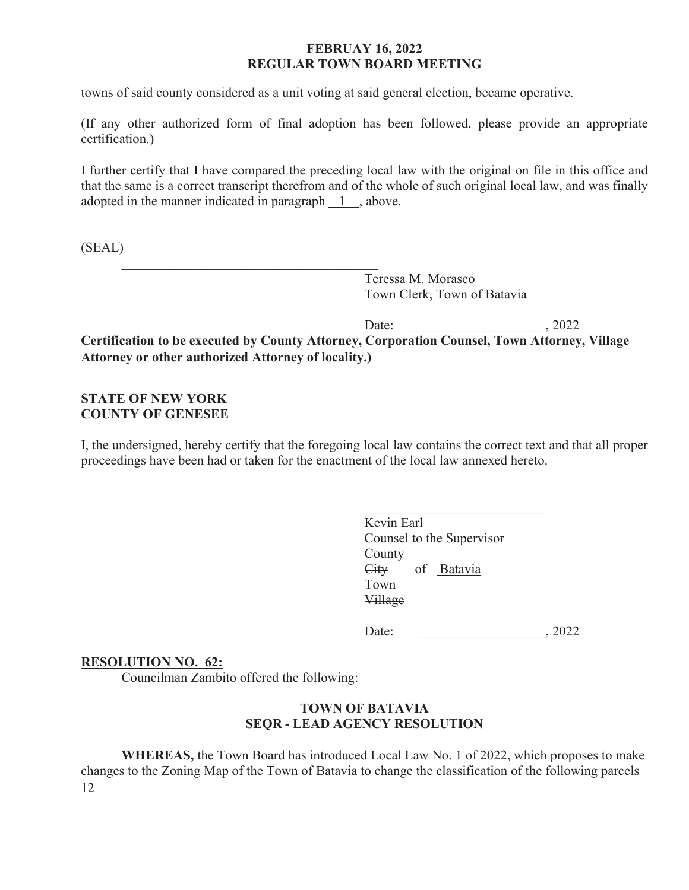towns of said county considered as a unit voting at said general election, became operative.

(If any other authorized form of final adoption has been followed, please provide an appropriate certification.)

I further certify that I have compared the preceding local law with the original on file in this office and that the same is a correct transcript therefrom and of the whole of such original local law, and was finally adopted in the manner indicated in paragraph 1, above.

(SEAL)

\_\_\_\_\_\_\_\_\_\_\_\_\_\_\_\_\_\_\_\_\_\_\_\_\_\_\_\_\_\_\_\_\_\_\_\_\_\_\_\_

Teressa M. Morasco
Town Clerk, Town of Batavia

Date: \_\_\_\_\_\_\_\_\_\_\_\_\_\_\_\_\_\_\_\_\_, 2022

**Certification to be executed by County Attorney, Corporation Counsel, Town Attorney, Village Attorney or other authorized Attorney of locality.)**

**STATE OF NEW YORK**
**COUNTY OF GENESEE**

I, the undersigned, hereby certify that the foregoing local law contains the correct text and that all proper proceedings have been had or taken for the enactment of the local law annexed hereto.

\_\_\_\_\_\_\_\_\_\_\_\_\_\_\_\_\_\_\_\_\_\_\_\_\_\_\_

Kevin Earl
Counsel to the Supervisor
~~County~~
~~City~~ of Batavia
Town
~~Village~~

Date: \_\_\_\_\_\_\_\_\_\_\_\_\_\_\_\_\_\_\_, 2022

**RESOLUTION NO. 62:**

Councilman Zambito offered the following:

**TOWN OF BATAVIA**
**SEQR - LEAD AGENCY RESOLUTION**

**WHEREAS,** the Town Board has introduced Local Law No. 1 of 2022, which proposes to make changes to the Zoning Map of the Town of Batavia to change the classification of the following parcels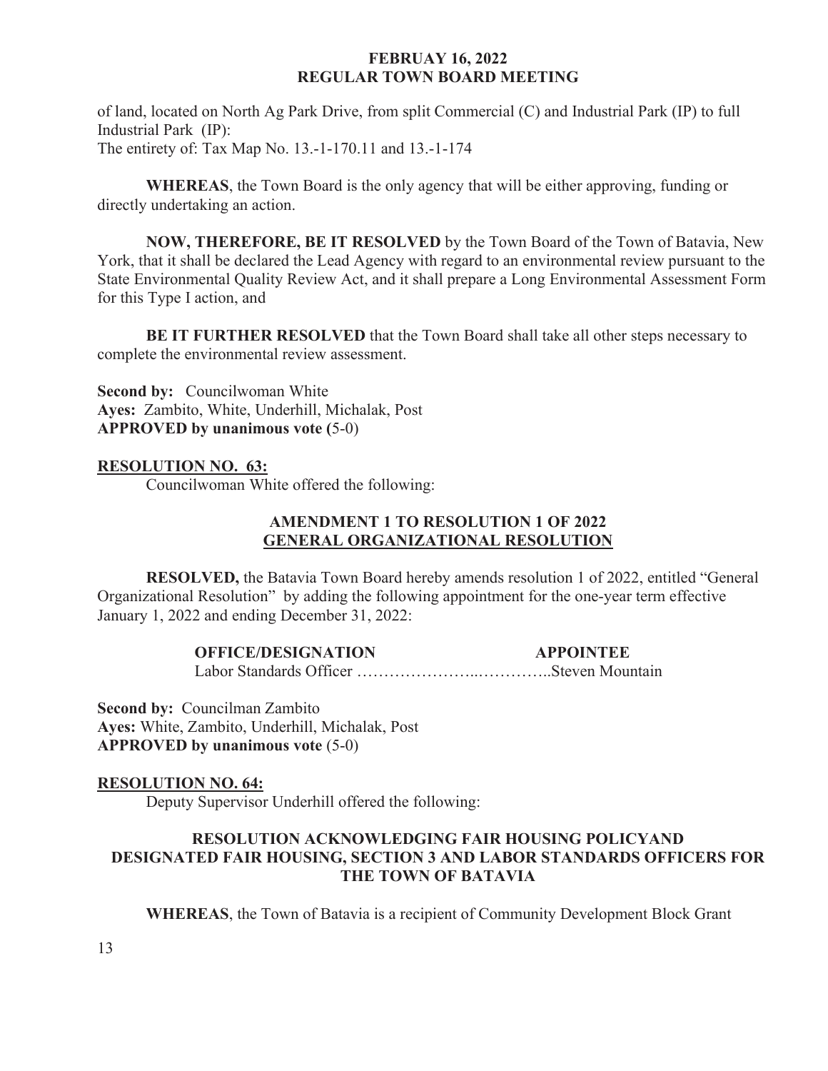of land, located on North Ag Park Drive, from split Commercial (C) and Industrial Park (IP) to full Industrial Park (IP):
The entirety of: Tax Map No. 13.-1-170.11 and 13.-1-174

**WHEREAS**, the Town Board is the only agency that will be either approving, funding or directly undertaking an action.

**NOW, THEREFORE, BE IT RESOLVED** by the Town Board of the Town of Batavia, New York, that it shall be declared the Lead Agency with regard to an environmental review pursuant to the State Environmental Quality Review Act, and it shall prepare a Long Environmental Assessment Form for this Type I action, and

**BE IT FURTHER RESOLVED** that the Town Board shall take all other steps necessary to complete the environmental review assessment.

**Second by:** Councilwoman White
**Ayes:** Zambito, White, Underhill, Michalak, Post
**APPROVED by unanimous vote (**5-0)

**RESOLUTION NO. 63:**

Councilwoman White offered the following:

**AMENDMENT 1 TO RESOLUTION 1 OF 2022**
**GENERAL ORGANIZATIONAL RESOLUTION**

**RESOLVED,** the Batavia Town Board hereby amends resolution 1 of 2022, entitled "General Organizational Resolution" by adding the following appointment for the one-year term effective January 1, 2022 and ending December 31, 2022:

| OFFICE/DESIGNATION | APPOINTEE |
|---|---|
| Labor Standards Officer …………………..………….. | Steven Mountain |

**Second by:** Councilman Zambito
**Ayes:** White, Zambito, Underhill, Michalak, Post
**APPROVED by unanimous vote** (5-0)

**RESOLUTION NO. 64:**

Deputy Supervisor Underhill offered the following:

**RESOLUTION ACKNOWLEDGING FAIR HOUSING POLICYAND DESIGNATED FAIR HOUSING, SECTION 3 AND LABOR STANDARDS OFFICERS FOR THE TOWN OF BATAVIA**

**WHEREAS**, the Town of Batavia is a recipient of Community Development Block Grant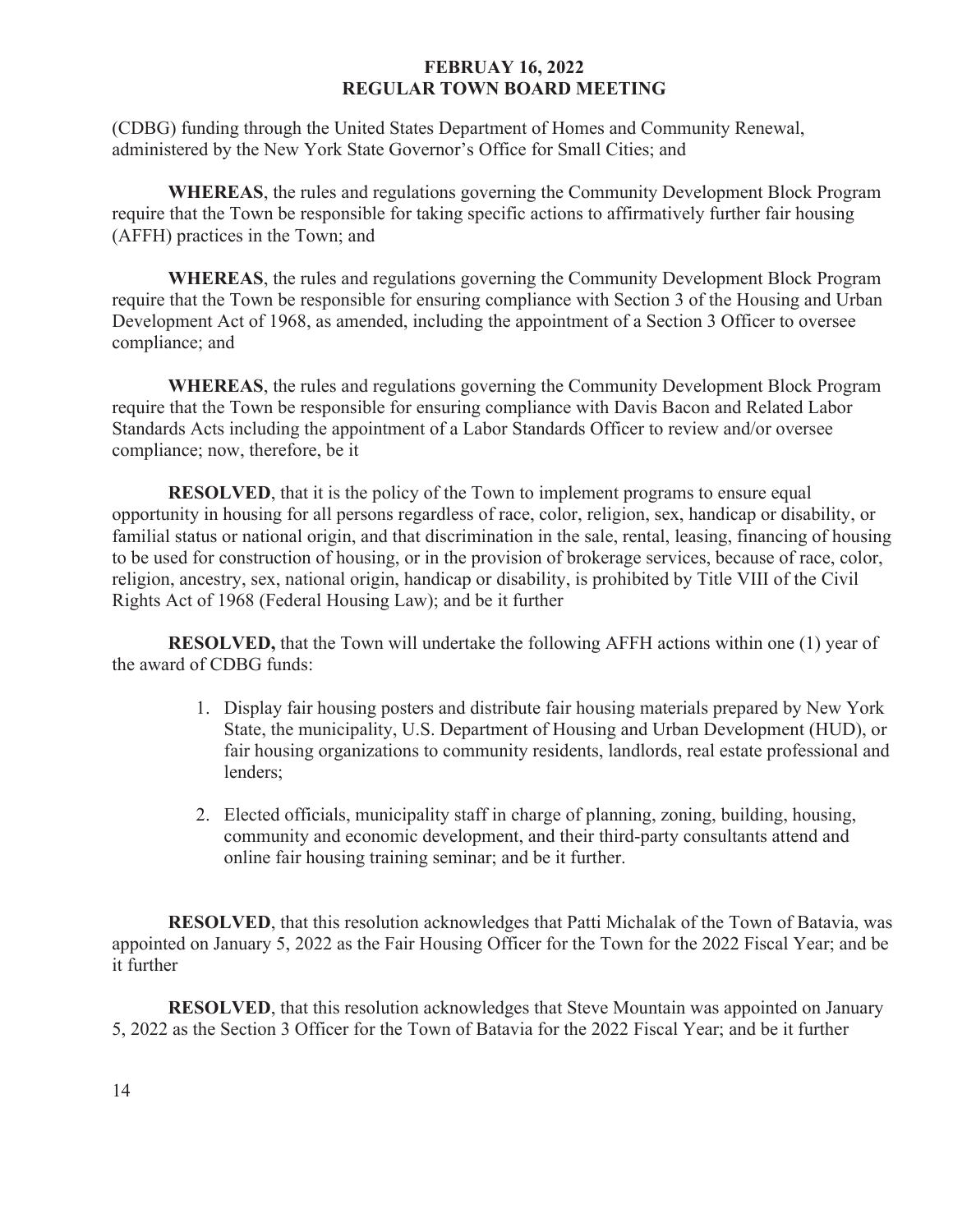(CDBG) funding through the United States Department of Homes and Community Renewal, administered by the New York State Governor's Office for Small Cities; and

**WHEREAS**, the rules and regulations governing the Community Development Block Program require that the Town be responsible for taking specific actions to affirmatively further fair housing (AFFH) practices in the Town; and

**WHEREAS**, the rules and regulations governing the Community Development Block Program require that the Town be responsible for ensuring compliance with Section 3 of the Housing and Urban Development Act of 1968, as amended, including the appointment of a Section 3 Officer to oversee compliance; and

**WHEREAS**, the rules and regulations governing the Community Development Block Program require that the Town be responsible for ensuring compliance with Davis Bacon and Related Labor Standards Acts including the appointment of a Labor Standards Officer to review and/or oversee compliance; now, therefore, be it

**RESOLVED**, that it is the policy of the Town to implement programs to ensure equal opportunity in housing for all persons regardless of race, color, religion, sex, handicap or disability, or familial status or national origin, and that discrimination in the sale, rental, leasing, financing of housing to be used for construction of housing, or in the provision of brokerage services, because of race, color, religion, ancestry, sex, national origin, handicap or disability, is prohibited by Title VIII of the Civil Rights Act of 1968 (Federal Housing Law); and be it further

**RESOLVED,** that the Town will undertake the following AFFH actions within one (1) year of the award of CDBG funds:

1. Display fair housing posters and distribute fair housing materials prepared by New York State, the municipality, U.S. Department of Housing and Urban Development (HUD), or fair housing organizations to community residents, landlords, real estate professional and lenders;

2. Elected officials, municipality staff in charge of planning, zoning, building, housing, community and economic development, and their third-party consultants attend and online fair housing training seminar; and be it further.

**RESOLVED**, that this resolution acknowledges that Patti Michalak of the Town of Batavia, was appointed on January 5, 2022 as the Fair Housing Officer for the Town for the 2022 Fiscal Year; and be it further

**RESOLVED**, that this resolution acknowledges that Steve Mountain was appointed on January 5, 2022 as the Section 3 Officer for the Town of Batavia for the 2022 Fiscal Year; and be it further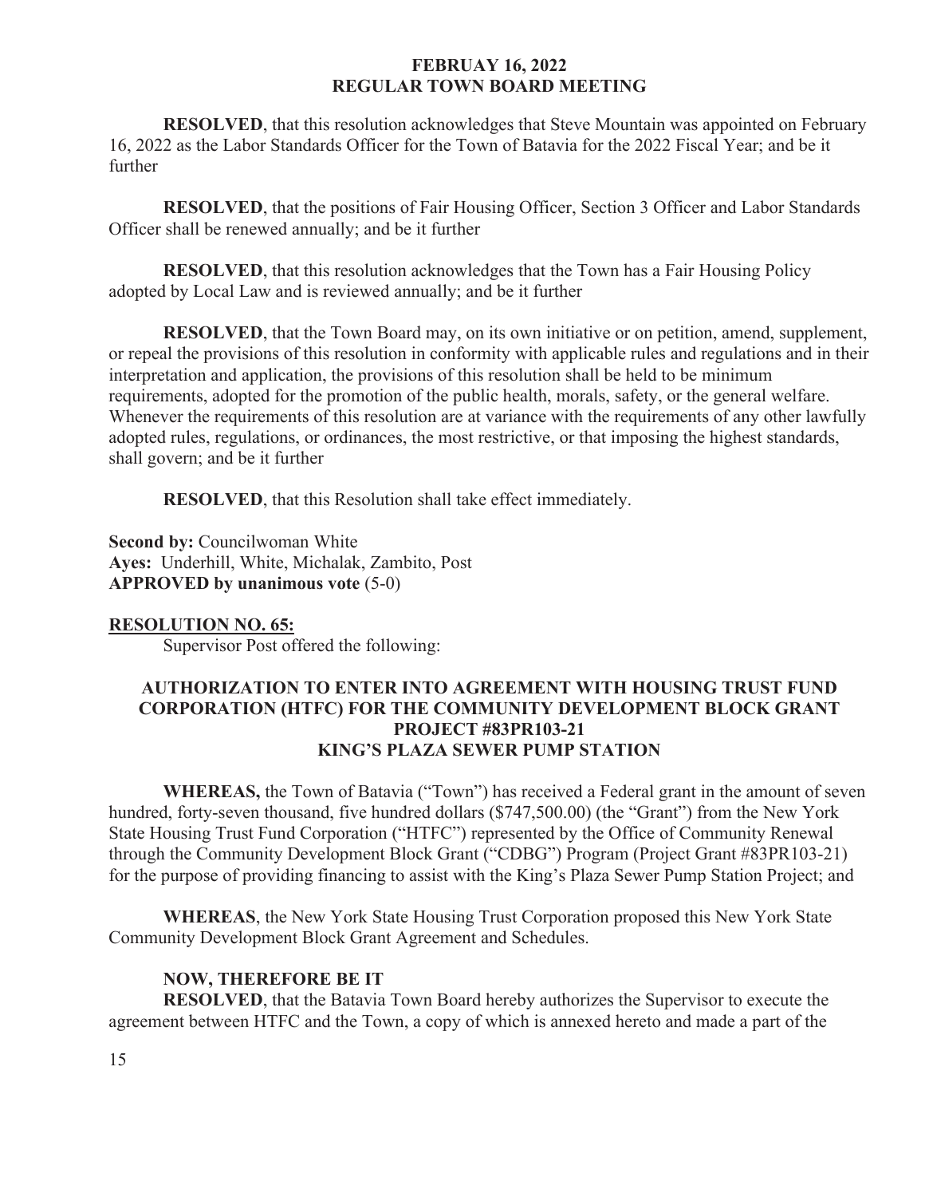**RESOLVED**, that this resolution acknowledges that Steve Mountain was appointed on February 16, 2022 as the Labor Standards Officer for the Town of Batavia for the 2022 Fiscal Year; and be it further

**RESOLVED**, that the positions of Fair Housing Officer, Section 3 Officer and Labor Standards Officer shall be renewed annually; and be it further

**RESOLVED**, that this resolution acknowledges that the Town has a Fair Housing Policy adopted by Local Law and is reviewed annually; and be it further

**RESOLVED**, that the Town Board may, on its own initiative or on petition, amend, supplement, or repeal the provisions of this resolution in conformity with applicable rules and regulations and in their interpretation and application, the provisions of this resolution shall be held to be minimum requirements, adopted for the promotion of the public health, morals, safety, or the general welfare. Whenever the requirements of this resolution are at variance with the requirements of any other lawfully adopted rules, regulations, or ordinances, the most restrictive, or that imposing the highest standards, shall govern; and be it further

**RESOLVED**, that this Resolution shall take effect immediately.

**Second by:** Councilwoman White
**Ayes:** Underhill, White, Michalak, Zambito, Post
**APPROVED by unanimous vote** (5-0)

**RESOLUTION NO. 65:**

Supervisor Post offered the following:

**AUTHORIZATION TO ENTER INTO AGREEMENT WITH HOUSING TRUST FUND CORPORATION (HTFC) FOR THE COMMUNITY DEVELOPMENT BLOCK GRANT PROJECT #83PR103-21 KING'S PLAZA SEWER PUMP STATION**

**WHEREAS,** the Town of Batavia ("Town") has received a Federal grant in the amount of seven hundred, forty-seven thousand, five hundred dollars ($747,500.00) (the "Grant") from the New York State Housing Trust Fund Corporation ("HTFC") represented by the Office of Community Renewal through the Community Development Block Grant ("CDBG") Program (Project Grant #83PR103-21) for the purpose of providing financing to assist with the King's Plaza Sewer Pump Station Project; and

**WHEREAS**, the New York State Housing Trust Corporation proposed this New York State Community Development Block Grant Agreement and Schedules.

**NOW, THEREFORE BE IT**

**RESOLVED**, that the Batavia Town Board hereby authorizes the Supervisor to execute the agreement between HTFC and the Town, a copy of which is annexed hereto and made a part of the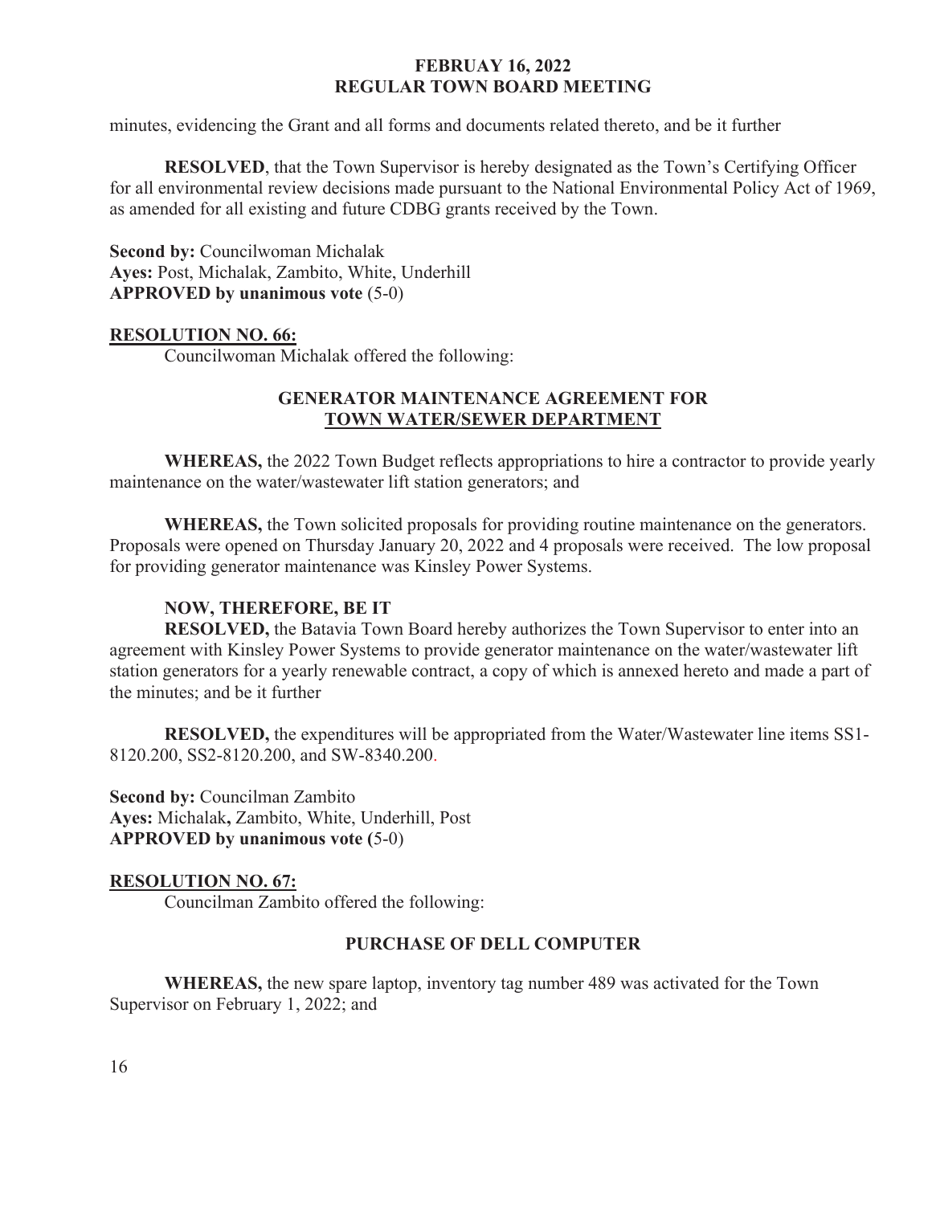minutes, evidencing the Grant and all forms and documents related thereto, and be it further

**RESOLVED**, that the Town Supervisor is hereby designated as the Town's Certifying Officer for all environmental review decisions made pursuant to the National Environmental Policy Act of 1969, as amended for all existing and future CDBG grants received by the Town.

**Second by:** Councilwoman Michalak
**Ayes:** Post, Michalak, Zambito, White, Underhill
**APPROVED by unanimous vote** (5-0)

**RESOLUTION NO. 66:**

Councilwoman Michalak offered the following:

**GENERATOR MAINTENANCE AGREEMENT FOR TOWN WATER/SEWER DEPARTMENT**

**WHEREAS,** the 2022 Town Budget reflects appropriations to hire a contractor to provide yearly maintenance on the water/wastewater lift station generators; and

**WHEREAS,** the Town solicited proposals for providing routine maintenance on the generators. Proposals were opened on Thursday January 20, 2022 and 4 proposals were received. The low proposal for providing generator maintenance was Kinsley Power Systems.

**NOW, THEREFORE, BE IT**

**RESOLVED,** the Batavia Town Board hereby authorizes the Town Supervisor to enter into an agreement with Kinsley Power Systems to provide generator maintenance on the water/wastewater lift station generators for a yearly renewable contract, a copy of which is annexed hereto and made a part of the minutes; and be it further

**RESOLVED,** the expenditures will be appropriated from the Water/Wastewater line items SS1-8120.200, SS2-8120.200, and SW-8340.200.

**Second by:** Councilman Zambito
**Ayes:** Michalak**,** Zambito, White, Underhill, Post
**APPROVED by unanimous vote (**5-0)

**RESOLUTION NO. 67:**

Councilman Zambito offered the following:

**PURCHASE OF DELL COMPUTER**

**WHEREAS,** the new spare laptop, inventory tag number 489 was activated for the Town Supervisor on February 1, 2022; and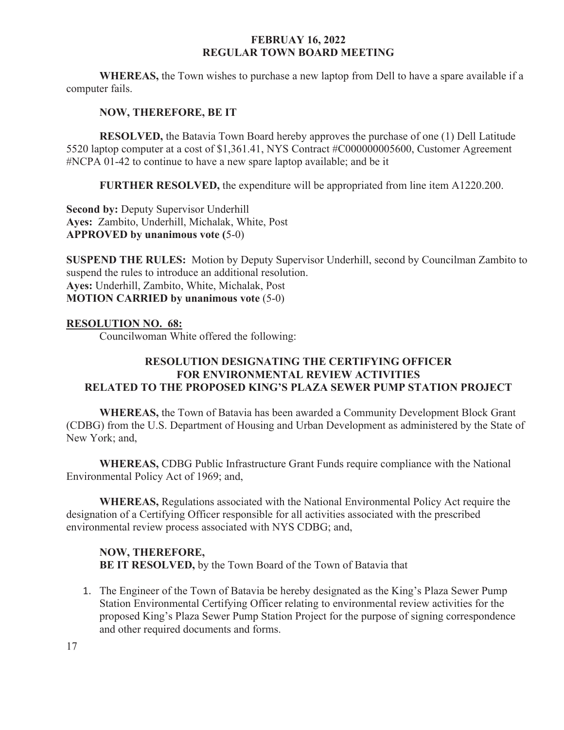**FEBRUAY 16, 2022**
**REGULAR TOWN BOARD MEETING**

**WHEREAS,** the Town wishes to purchase a new laptop from Dell to have a spare available if a computer fails.

**NOW, THEREFORE, BE IT**

**RESOLVED,** the Batavia Town Board hereby approves the purchase of one (1) Dell Latitude 5520 laptop computer at a cost of $1,361.41, NYS Contract #C000000005600, Customer Agreement #NCPA 01-42 to continue to have a new spare laptop available; and be it

**FURTHER RESOLVED,** the expenditure will be appropriated from line item A1220.200.

**Second by:** Deputy Supervisor Underhill
**Ayes:** Zambito, Underhill, Michalak, White, Post
**APPROVED by unanimous vote (**5-0)

**SUSPEND THE RULES:** Motion by Deputy Supervisor Underhill, second by Councilman Zambito to suspend the rules to introduce an additional resolution.
**Ayes:** Underhill, Zambito, White, Michalak, Post
**MOTION CARRIED by unanimous vote** (5-0)

**RESOLUTION NO. 68:**

Councilwoman White offered the following:

**RESOLUTION DESIGNATING THE CERTIFYING OFFICER FOR ENVIRONMENTAL REVIEW ACTIVITIES RELATED TO THE PROPOSED KING'S PLAZA SEWER PUMP STATION PROJECT**

**WHEREAS,** the Town of Batavia has been awarded a Community Development Block Grant (CDBG) from the U.S. Department of Housing and Urban Development as administered by the State of New York; and,

**WHEREAS,** CDBG Public Infrastructure Grant Funds require compliance with the National Environmental Policy Act of 1969; and,

**WHEREAS,** Regulations associated with the National Environmental Policy Act require the designation of a Certifying Officer responsible for all activities associated with the prescribed environmental review process associated with NYS CDBG; and,

**NOW, THEREFORE,**
**BE IT RESOLVED,** by the Town Board of the Town of Batavia that

1. The Engineer of the Town of Batavia be hereby designated as the King's Plaza Sewer Pump Station Environmental Certifying Officer relating to environmental review activities for the proposed King's Plaza Sewer Pump Station Project for the purpose of signing correspondence and other required documents and forms.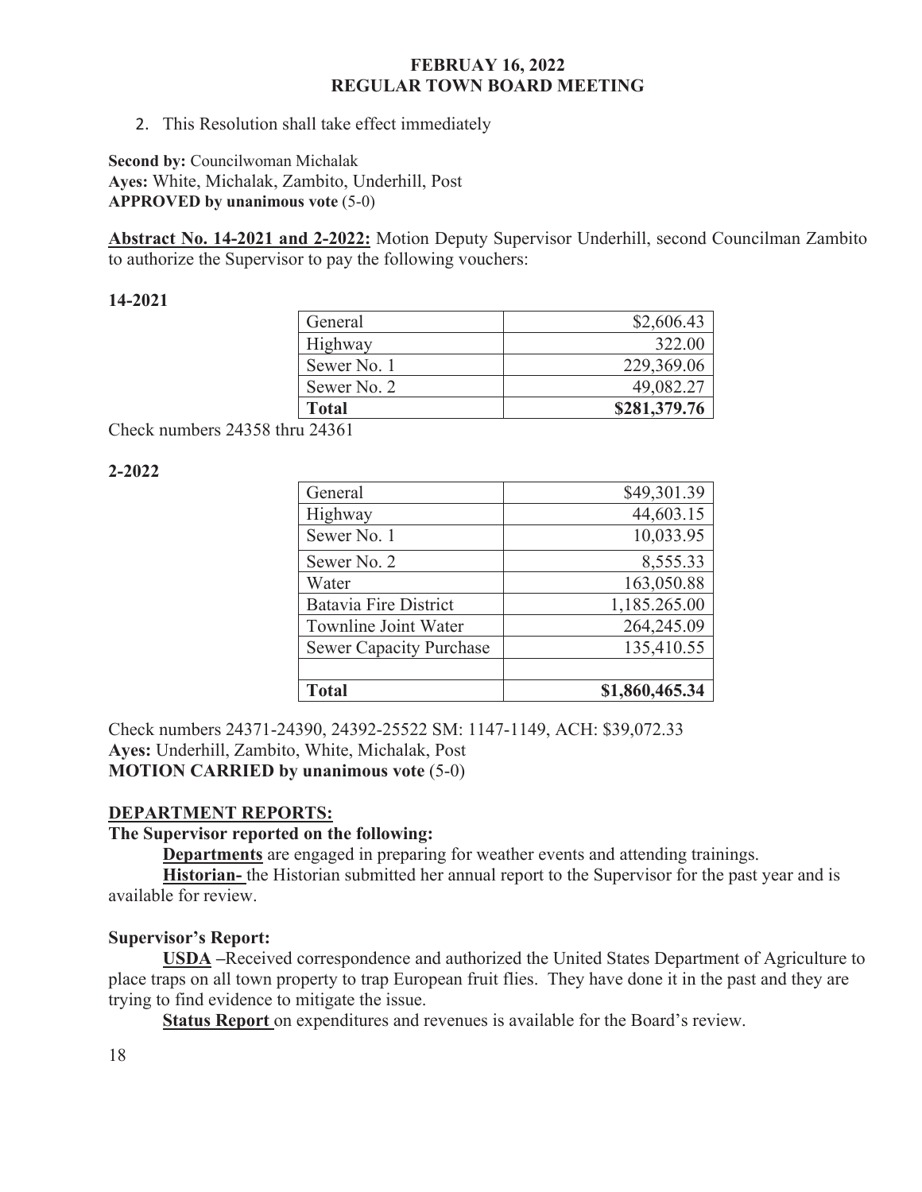2. This Resolution shall take effect immediately

**Second by:** Councilwoman Michalak
**Ayes:** White, Michalak, Zambito, Underhill, Post
**APPROVED by unanimous vote** (5-0)

**Abstract No. 14-2021 and 2-2022:** Motion Deputy Supervisor Underhill, second Councilman Zambito to authorize the Supervisor to pay the following vouchers:

**14-2021**

| | |
|---|---:|
| General | $2,606.43 |
| Highway | 322.00 |
| Sewer No. 1 | 229,369.06 |
| Sewer No. 2 | 49,082.27 |
| **Total** | **$281,379.76** |

Check numbers 24358 thru 24361

**2-2022**

| | |
|---|---:|
| General | $49,301.39 |
| Highway | 44,603.15 |
| Sewer No. 1 | 10,033.95 |
| Sewer No. 2 | 8,555.33 |
| Water | 163,050.88 |
| Batavia Fire District | 1,185,265.00 |
| Townline Joint Water | 264,245.09 |
| Sewer Capacity Purchase | 135,410.55 |
| | |
| **Total** | **$1,860,465.34** |

Check numbers 24371-24390, 24392-25522 SM: 1147-1149, ACH: $39,072.33
**Ayes:** Underhill, Zambito, White, Michalak, Post
**MOTION CARRIED by unanimous vote** (5-0)

## DEPARTMENT REPORTS:

**The Supervisor reported on the following:**

**Departments** are engaged in preparing for weather events and attending trainings.

**Historian-** the Historian submitted her annual report to the Supervisor for the past year and is available for review.

**Supervisor's Report:**

**USDA –** Received correspondence and authorized the United States Department of Agriculture to place traps on all town property to trap European fruit flies. They have done it in the past and they are trying to find evidence to mitigate the issue.

**Status Report** on expenditures and revenues is available for the Board's review.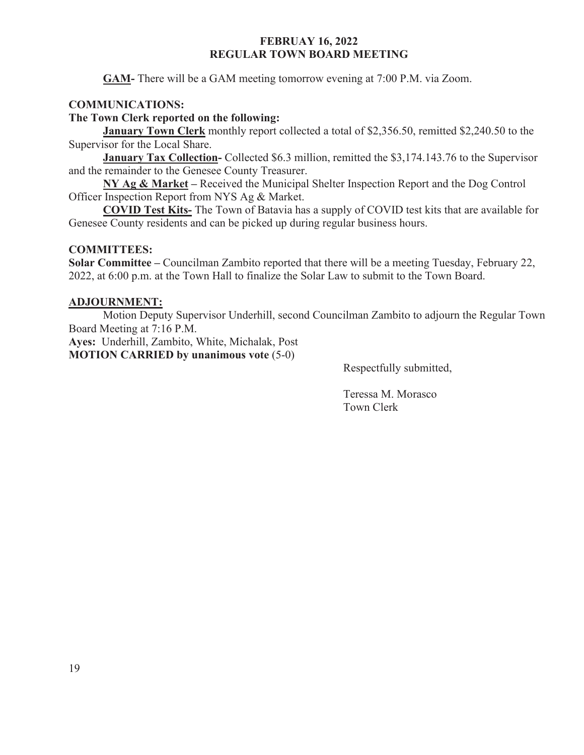**FEBRUAY 16, 2022**
**REGULAR TOWN BOARD MEETING**

**GAM-** There will be a GAM meeting tomorrow evening at 7:00 P.M. via Zoom.

**COMMUNICATIONS:**

**The Town Clerk reported on the following:**

**January Town Clerk** monthly report collected a total of $2,356.50, remitted $2,240.50 to the Supervisor for the Local Share.

**January Tax Collection-** Collected $6.3 million, remitted the $3,174.143.76 to the Supervisor and the remainder to the Genesee County Treasurer.

**NY Ag & Market –** Received the Municipal Shelter Inspection Report and the Dog Control Officer Inspection Report from NYS Ag & Market.

**COVID Test Kits-** The Town of Batavia has a supply of COVID test kits that are available for Genesee County residents and can be picked up during regular business hours.

**COMMITTEES:**

**Solar Committee –** Councilman Zambito reported that there will be a meeting Tuesday, February 22, 2022, at 6:00 p.m. at the Town Hall to finalize the Solar Law to submit to the Town Board.

**ADJOURNMENT:**

Motion Deputy Supervisor Underhill, second Councilman Zambito to adjourn the Regular Town Board Meeting at 7:16 P.M.

**Ayes:** Underhill, Zambito, White, Michalak, Post

**MOTION CARRIED by unanimous vote** (5-0)

Respectfully submitted,

Teressa M. Morasco
Town Clerk